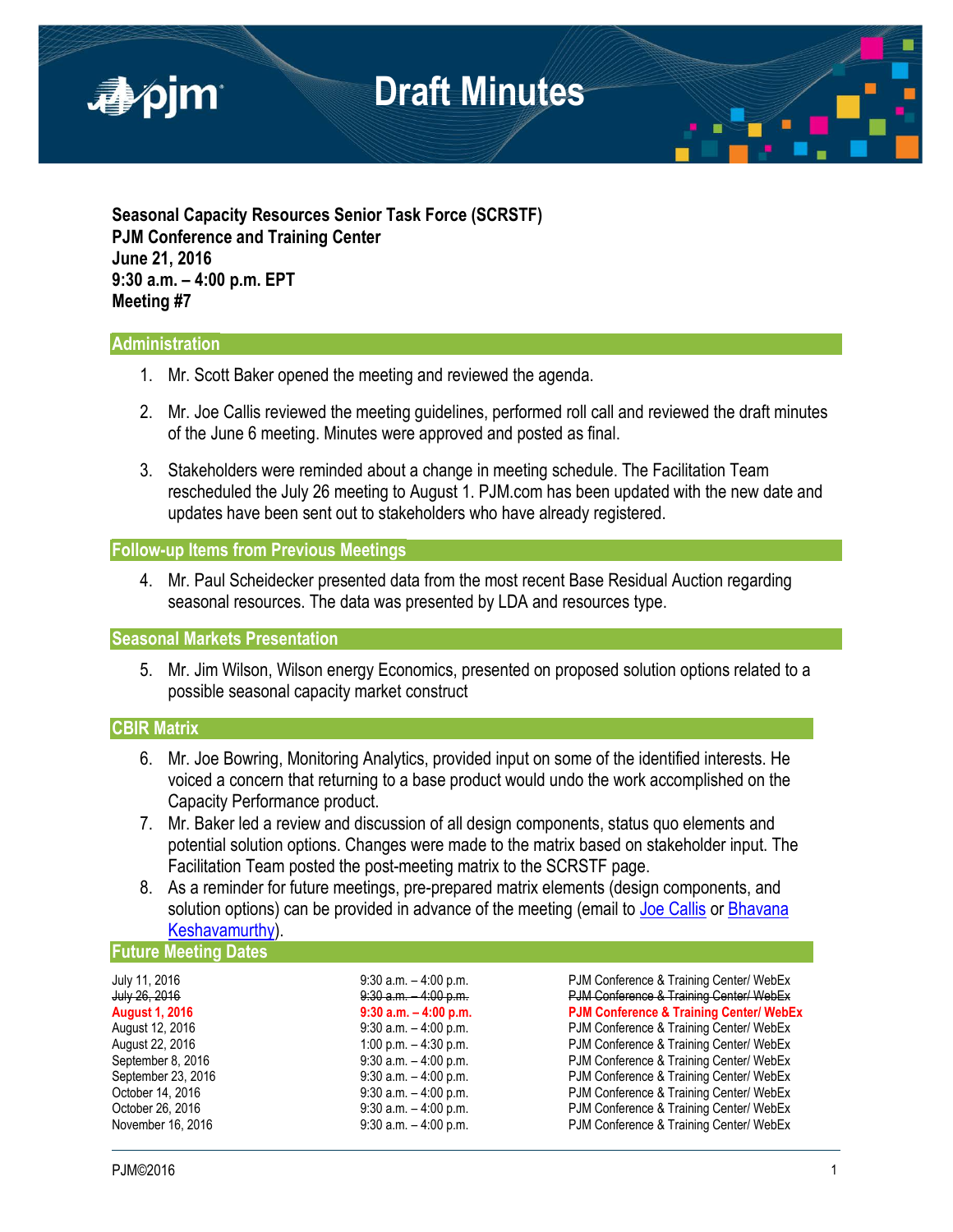# Draft Minutes

**Seasonal Capacity Resources Senior Task Force (SCRSTF)**
**PJM Conference and Training Center**
**June 21, 2016**
**9:30 a.m. – 4:00 p.m. EPT**
**Meeting #7**

## Administration

1. Mr. Scott Baker opened the meeting and reviewed the agenda.

2. Mr. Joe Callis reviewed the meeting guidelines, performed roll call and reviewed the draft minutes of the June 6 meeting. Minutes were approved and posted as final.

3. Stakeholders were reminded about a change in meeting schedule. The Facilitation Team rescheduled the July 26 meeting to August 1. PJM.com has been updated with the new date and updates have been sent out to stakeholders who have already registered.

## Follow-up Items from Previous Meetings

4. Mr. Paul Scheidecker presented data from the most recent Base Residual Auction regarding seasonal resources. The data was presented by LDA and resources type.

## Seasonal Markets Presentation

5. Mr. Jim Wilson, Wilson energy Economics, presented on proposed solution options related to a possible seasonal capacity market construct

## CBIR Matrix

6. Mr. Joe Bowring, Monitoring Analytics, provided input on some of the identified interests. He voiced a concern that returning to a base product would undo the work accomplished on the Capacity Performance product.
7. Mr. Baker led a review and discussion of all design components, status quo elements and potential solution options. Changes were made to the matrix based on stakeholder input. The Facilitation Team posted the post-meeting matrix to the SCRSTF page.
8. As a reminder for future meetings, pre-prepared matrix elements (design components, and solution options) can be provided in advance of the meeting (email to Joe Callis or Bhavana Keshavamurthy).

## Future Meeting Dates

| | | |
|---|---|---|
| July 11, 2016 | 9:30 a.m. – 4:00 p.m. | PJM Conference & Training Center/ WebEx |
| ~~July 26, 2016~~ | ~~9:30 a.m. – 4:00 p.m.~~ | ~~PJM Conference & Training Center/ WebEx~~ |
| **August 1, 2016** | **9:30 a.m. – 4:00 p.m.** | **PJM Conference & Training Center/ WebEx** |
| August 12, 2016 | 9:30 a.m. – 4:00 p.m. | PJM Conference & Training Center/ WebEx |
| August 22, 2016 | 1:00 p.m. – 4:30 p.m. | PJM Conference & Training Center/ WebEx |
| September 8, 2016 | 9:30 a.m. – 4:00 p.m. | PJM Conference & Training Center/ WebEx |
| September 23, 2016 | 9:30 a.m. – 4:00 p.m. | PJM Conference & Training Center/ WebEx |
| October 14, 2016 | 9:30 a.m. – 4:00 p.m. | PJM Conference & Training Center/ WebEx |
| October 26, 2016 | 9:30 a.m. – 4:00 p.m. | PJM Conference & Training Center/ WebEx |
| November 16, 2016 | 9:30 a.m. – 4:00 p.m. | PJM Conference & Training Center/ WebEx |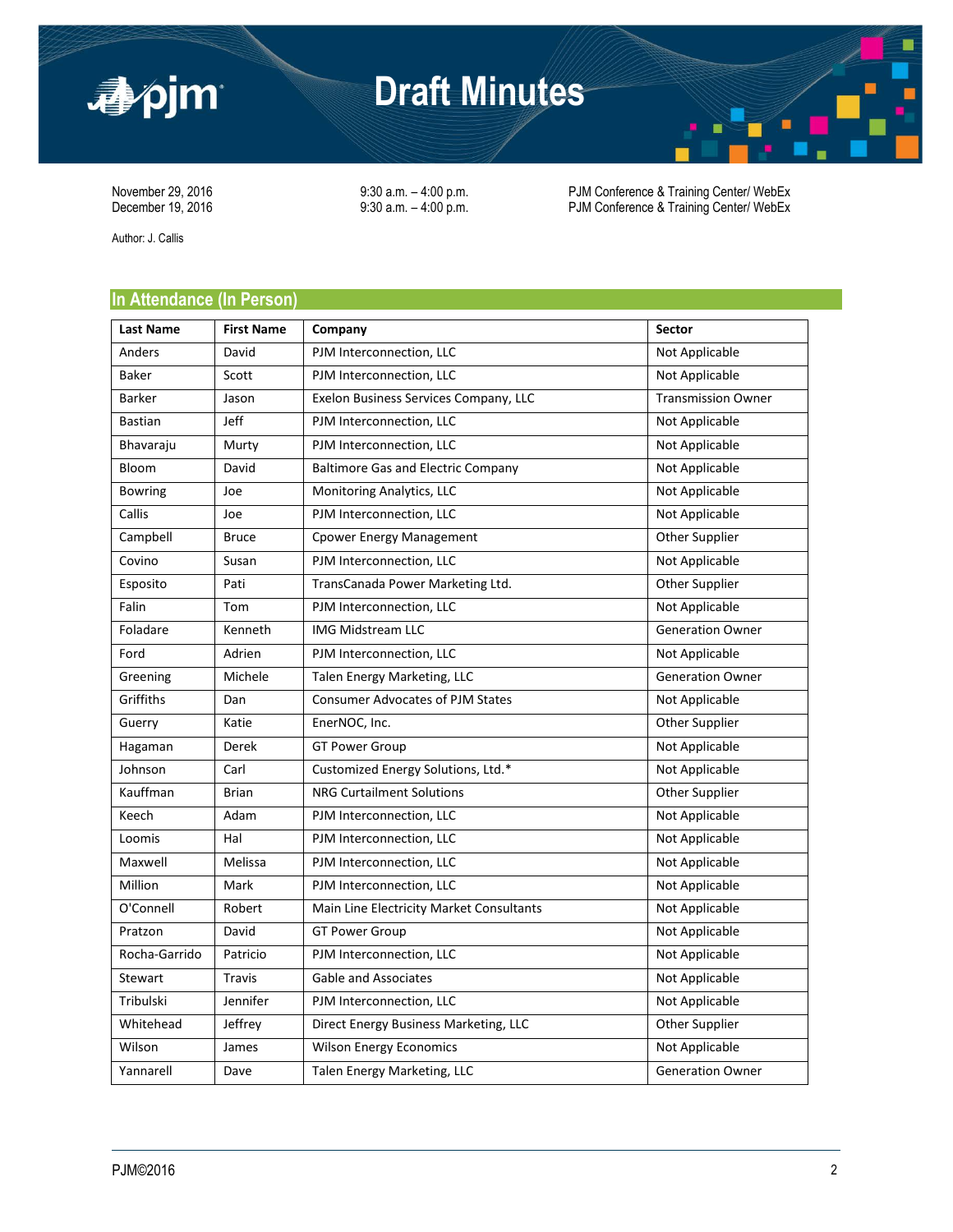# Draft Minutes

November 29, 2016 9:30 a.m. – 4:00 p.m. PJM Conference & Training Center/ WebEx
December 19, 2016 9:30 a.m. – 4:00 p.m. PJM Conference & Training Center/ WebEx

Author: J. Callis

## In Attendance (In Person)

| Last Name | First Name | Company | Sector |
|---|---|---|---|
| Anders | David | PJM Interconnection, LLC | Not Applicable |
| Baker | Scott | PJM Interconnection, LLC | Not Applicable |
| Barker | Jason | Exelon Business Services Company, LLC | Transmission Owner |
| Bastian | Jeff | PJM Interconnection, LLC | Not Applicable |
| Bhavaraju | Murty | PJM Interconnection, LLC | Not Applicable |
| Bloom | David | Baltimore Gas and Electric Company | Not Applicable |
| Bowring | Joe | Monitoring Analytics, LLC | Not Applicable |
| Callis | Joe | PJM Interconnection, LLC | Not Applicable |
| Campbell | Bruce | Cpower Energy Management | Other Supplier |
| Covino | Susan | PJM Interconnection, LLC | Not Applicable |
| Esposito | Pati | TransCanada Power Marketing Ltd. | Other Supplier |
| Falin | Tom | PJM Interconnection, LLC | Not Applicable |
| Foladare | Kenneth | IMG Midstream LLC | Generation Owner |
| Ford | Adrien | PJM Interconnection, LLC | Not Applicable |
| Greening | Michele | Talen Energy Marketing, LLC | Generation Owner |
| Griffiths | Dan | Consumer Advocates of PJM States | Not Applicable |
| Guerry | Katie | EnerNOC, Inc. | Other Supplier |
| Hagaman | Derek | GT Power Group | Not Applicable |
| Johnson | Carl | Customized Energy Solutions, Ltd.* | Not Applicable |
| Kauffman | Brian | NRG Curtailment Solutions | Other Supplier |
| Keech | Adam | PJM Interconnection, LLC | Not Applicable |
| Loomis | Hal | PJM Interconnection, LLC | Not Applicable |
| Maxwell | Melissa | PJM Interconnection, LLC | Not Applicable |
| Million | Mark | PJM Interconnection, LLC | Not Applicable |
| O'Connell | Robert | Main Line Electricity Market Consultants | Not Applicable |
| Pratzon | David | GT Power Group | Not Applicable |
| Rocha-Garrido | Patricio | PJM Interconnection, LLC | Not Applicable |
| Stewart | Travis | Gable and Associates | Not Applicable |
| Tribulski | Jennifer | PJM Interconnection, LLC | Not Applicable |
| Whitehead | Jeffrey | Direct Energy Business Marketing, LLC | Other Supplier |
| Wilson | James | Wilson Energy Economics | Not Applicable |
| Yannarell | Dave | Talen Energy Marketing, LLC | Generation Owner |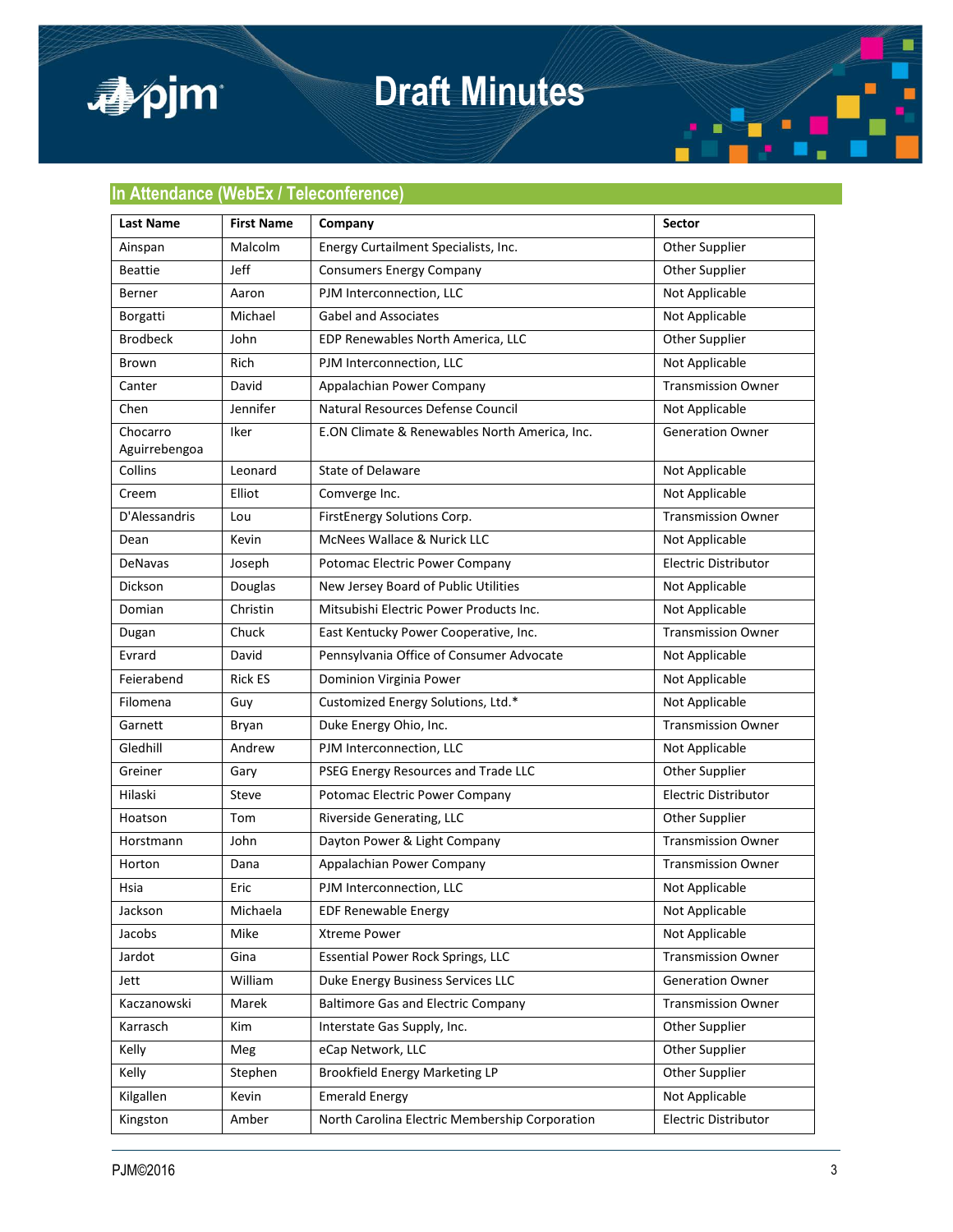## In Attendance (WebEx / Teleconference)

| Last Name | First Name | Company | Sector |
|---|---|---|---|
| Ainspan | Malcolm | Energy Curtailment Specialists, Inc. | Other Supplier |
| Beattie | Jeff | Consumers Energy Company | Other Supplier |
| Berner | Aaron | PJM Interconnection, LLC | Not Applicable |
| Borgatti | Michael | Gabel and Associates | Not Applicable |
| Brodbeck | John | EDP Renewables North America, LLC | Other Supplier |
| Brown | Rich | PJM Interconnection, LLC | Not Applicable |
| Canter | David | Appalachian Power Company | Transmission Owner |
| Chen | Jennifer | Natural Resources Defense Council | Not Applicable |
| Chocarro Aguirrebengoa | Iker | E.ON Climate & Renewables North America, Inc. | Generation Owner |
| Collins | Leonard | State of Delaware | Not Applicable |
| Creem | Elliot | Comverge Inc. | Not Applicable |
| D'Alessandris | Lou | FirstEnergy Solutions Corp. | Transmission Owner |
| Dean | Kevin | McNees Wallace & Nurick LLC | Not Applicable |
| DeNavas | Joseph | Potomac Electric Power Company | Electric Distributor |
| Dickson | Douglas | New Jersey Board of Public Utilities | Not Applicable |
| Domian | Christin | Mitsubishi Electric Power Products Inc. | Not Applicable |
| Dugan | Chuck | East Kentucky Power Cooperative, Inc. | Transmission Owner |
| Evrard | David | Pennsylvania Office of Consumer Advocate | Not Applicable |
| Feierabend | Rick ES | Dominion Virginia Power | Not Applicable |
| Filomena | Guy | Customized Energy Solutions, Ltd.* | Not Applicable |
| Garnett | Bryan | Duke Energy Ohio, Inc. | Transmission Owner |
| Gledhill | Andrew | PJM Interconnection, LLC | Not Applicable |
| Greiner | Gary | PSEG Energy Resources and Trade LLC | Other Supplier |
| Hilaski | Steve | Potomac Electric Power Company | Electric Distributor |
| Hoatson | Tom | Riverside Generating, LLC | Other Supplier |
| Horstmann | John | Dayton Power & Light Company | Transmission Owner |
| Horton | Dana | Appalachian Power Company | Transmission Owner |
| Hsia | Eric | PJM Interconnection, LLC | Not Applicable |
| Jackson | Michaela | EDF Renewable Energy | Not Applicable |
| Jacobs | Mike | Xtreme Power | Not Applicable |
| Jardot | Gina | Essential Power Rock Springs, LLC | Transmission Owner |
| Jett | William | Duke Energy Business Services LLC | Generation Owner |
| Kaczanowski | Marek | Baltimore Gas and Electric Company | Transmission Owner |
| Karrasch | Kim | Interstate Gas Supply, Inc. | Other Supplier |
| Kelly | Meg | eCap Network, LLC | Other Supplier |
| Kelly | Stephen | Brookfield Energy Marketing LP | Other Supplier |
| Kilgallen | Kevin | Emerald Energy | Not Applicable |
| Kingston | Amber | North Carolina Electric Membership Corporation | Electric Distributor |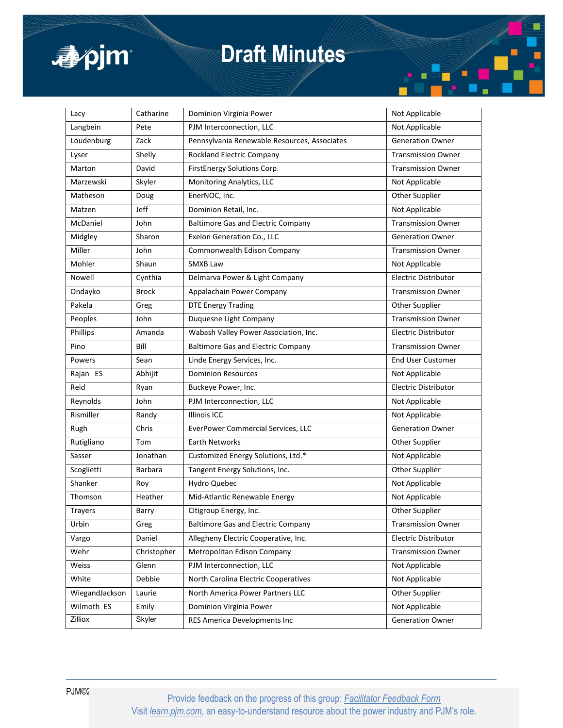| | | | |
|---|---|---|---|
| Lacy | Catharine | Dominion Virginia Power | Not Applicable |
| Langbein | Pete | PJM Interconnection, LLC | Not Applicable |
| Loudenburg | Zack | Pennsylvania Renewable Resources, Associates | Generation Owner |
| Lyser | Shelly | Rockland Electric Company | Transmission Owner |
| Marton | David | FirstEnergy Solutions Corp. | Transmission Owner |
| Marzewski | Skyler | Monitoring Analytics, LLC | Not Applicable |
| Matheson | Doug | EnerNOC, Inc. | Other Supplier |
| Matzen | Jeff | Dominion Retail, Inc. | Not Applicable |
| McDaniel | John | Baltimore Gas and Electric Company | Transmission Owner |
| Midgley | Sharon | Exelon Generation Co., LLC | Generation Owner |
| Miller | John | Commonwealth Edison Company | Transmission Owner |
| Mohler | Shaun | SMXB Law | Not Applicable |
| Nowell | Cynthia | Delmarva Power & Light Company | Electric Distributor |
| Ondayko | Brock | Appalachain Power Company | Transmission Owner |
| Pakela | Greg | DTE Energy Trading | Other Supplier |
| Peoples | John | Duquesne Light Company | Transmission Owner |
| Phillips | Amanda | Wabash Valley Power Association, Inc. | Electric Distributor |
| Pino | Bill | Baltimore Gas and Electric Company | Transmission Owner |
| Powers | Sean | Linde Energy Services, Inc. | End User Customer |
| Rajan ES | Abhijit | Dominion Resources | Not Applicable |
| Reid | Ryan | Buckeye Power, Inc. | Electric Distributor |
| Reynolds | John | PJM Interconnection, LLC | Not Applicable |
| Rismiller | Randy | Illinois ICC | Not Applicable |
| Rugh | Chris | EverPower Commercial Services, LLC | Generation Owner |
| Rutigliano | Tom | Earth Networks | Other Supplier |
| Sasser | Jonathan | Customized Energy Solutions, Ltd.* | Not Applicable |
| Scoglietti | Barbara | Tangent Energy Solutions, Inc. | Other Supplier |
| Shanker | Roy | Hydro Quebec | Not Applicable |
| Thomson | Heather | Mid-Atlantic Renewable Energy | Not Applicable |
| Trayers | Barry | Citigroup Energy, Inc. | Other Supplier |
| Urbin | Greg | Baltimore Gas and Electric Company | Transmission Owner |
| Vargo | Daniel | Allegheny Electric Cooperative, Inc. | Electric Distributor |
| Wehr | Christopher | Metropolitan Edison Company | Transmission Owner |
| Weiss | Glenn | PJM Interconnection, LLC | Not Applicable |
| White | Debbie | North Carolina Electric Cooperatives | Not Applicable |
| WiegandJackson | Laurie | North America Power Partners LLC | Other Supplier |
| Wilmoth ES | Emily | Dominion Virginia Power | Not Applicable |
| Zilliox | Skyler | RES America Developments Inc | Generation Owner |

Provide feedback on the progress of this group: *Facilitator Feedback Form*
Visit *learn.pjm.com*, an easy-to-understand resource about the power industry and PJM's role.